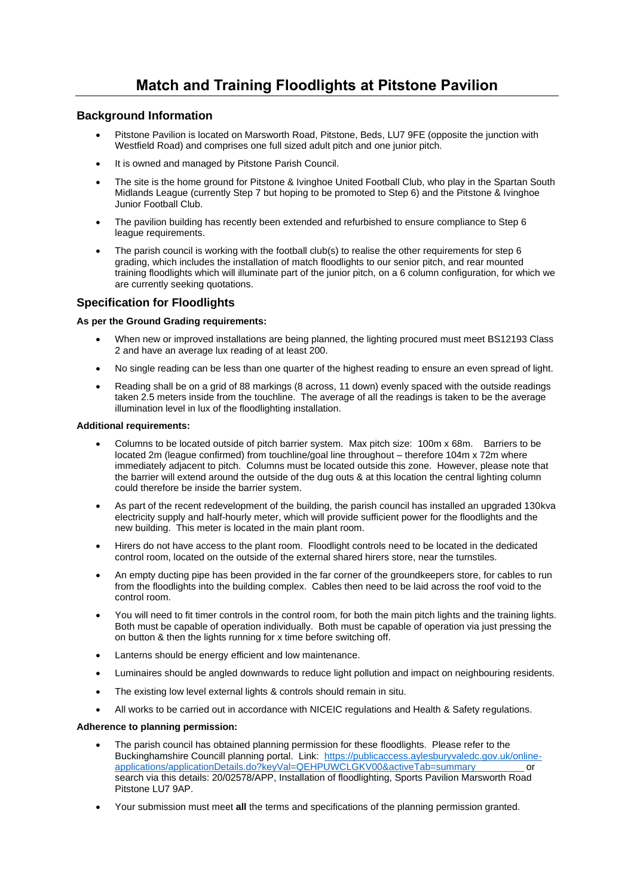# Match and Training Floodlights at Pitstone Pavilion

## Background Information

- Pitstone Pavilion is located on Marsworth Road, Pitstone, Beds, LU7 9FE (opposite the junction with Westfield Road) and comprises one full sized adult pitch and one junior pitch.
- It is owned and managed by Pitstone Parish Council.
- The site is the home ground for Pitstone & Ivinghoe United Football Club, who play in the Spartan South Midlands League (currently Step 7 but hoping to be promoted to Step 6) and the Pitstone & Ivinghoe Junior Football Club.
- The pavilion building has recently been extended and refurbished to ensure compliance to Step 6 league requirements.
- The parish council is working with the football club(s) to realise the other requirements for step 6 grading, which includes the installation of match floodlights to our senior pitch, and rear mounted training floodlights which will illuminate part of the junior pitch, on a 6 column configuration, for which we are currently seeking quotations.

## Specification for Floodlights

**As per the Ground Grading requirements:**

- When new or improved installations are being planned, the lighting procured must meet BS12193 Class 2 and have an average lux reading of at least 200.
- No single reading can be less than one quarter of the highest reading to ensure an even spread of light.
- Reading shall be on a grid of 88 markings (8 across, 11 down) evenly spaced with the outside readings taken 2.5 meters inside from the touchline. The average of all the readings is taken to be the average illumination level in lux of the floodlighting installation.

**Additional requirements:**

- Columns to be located outside of pitch barrier system. Max pitch size: 100m x 68m. Barriers to be located 2m (league confirmed) from touchline/goal line throughout – therefore 104m x 72m where immediately adjacent to pitch. Columns must be located outside this zone. However, please note that the barrier will extend around the outside of the dug outs & at this location the central lighting column could therefore be inside the barrier system.
- As part of the recent redevelopment of the building, the parish council has installed an upgraded 130kva electricity supply and half-hourly meter, which will provide sufficient power for the floodlights and the new building. This meter is located in the main plant room.
- Hirers do not have access to the plant room. Floodlight controls need to be located in the dedicated control room, located on the outside of the external shared hirers store, near the turnstiles.
- An empty ducting pipe has been provided in the far corner of the groundkeepers store, for cables to run from the floodlights into the building complex. Cables then need to be laid across the roof void to the control room.
- You will need to fit timer controls in the control room, for both the main pitch lights and the training lights. Both must be capable of operation individually. Both must be capable of operation via just pressing the on button & then the lights running for x time before switching off.
- Lanterns should be energy efficient and low maintenance.
- Luminaires should be angled downwards to reduce light pollution and impact on neighbouring residents.
- The existing low level external lights & controls should remain in situ.
- All works to be carried out in accordance with NICEIC regulations and Health & Safety regulations.

**Adherence to planning permission:**

- The parish council has obtained planning permission for these floodlights. Please refer to the Buckinghamshire Councill planning portal. Link: [https://publicaccess.aylesburyvaledc.gov.uk/online-applications/applicationDetails.do?keyVal=QEHPUWCLGKV00&activeTab=summary](https://publicaccess.aylesburyvaledc.gov.uk/online-applications/applicationDetails.do?keyVal=QEHPUWCLGKV00&activeTab=summary) or search via this details: 20/02578/APP, Installation of floodlighting, Sports Pavilion Marsworth Road Pitstone LU7 9AP.
- Your submission must meet **all** the terms and specifications of the planning permission granted.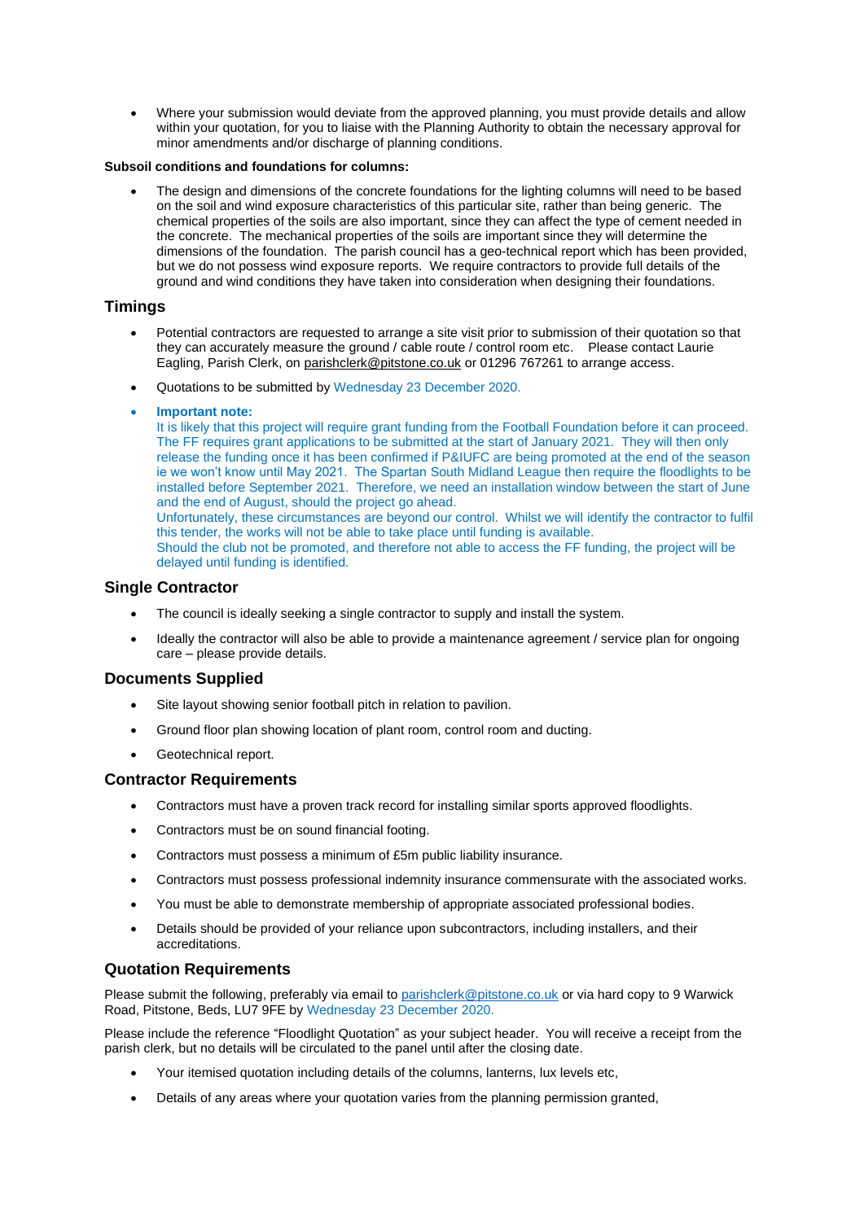- Where your submission would deviate from the approved planning, you must provide details and allow within your quotation, for you to liaise with the Planning Authority to obtain the necessary approval for minor amendments and/or discharge of planning conditions.

**Subsoil conditions and foundations for columns:**

- The design and dimensions of the concrete foundations for the lighting columns will need to be based on the soil and wind exposure characteristics of this particular site, rather than being generic. The chemical properties of the soils are also important, since they can affect the type of cement needed in the concrete. The mechanical properties of the soils are important since they will determine the dimensions of the foundation. The parish council has a geo-technical report which has been provided, but we do not possess wind exposure reports. We require contractors to provide full details of the ground and wind conditions they have taken into consideration when designing their foundations.

## Timings

- Potential contractors are requested to arrange a site visit prior to submission of their quotation so that they can accurately measure the ground / cable route / control room etc. Please contact Laurie Eagling, Parish Clerk, on parishclerk@pitstone.co.uk or 01296 767261 to arrange access.
- Quotations to be submitted by Wednesday 23 December 2020.
- **Important note:**
  It is likely that this project will require grant funding from the Football Foundation before it can proceed. The FF requires grant applications to be submitted at the start of January 2021. They will then only release the funding once it has been confirmed if P&IUFC are being promoted at the end of the season ie we won't know until May 2021. The Spartan South Midland League then require the floodlights to be installed before September 2021. Therefore, we need an installation window between the start of June and the end of August, should the project go ahead.
  Unfortunately, these circumstances are beyond our control. Whilst we will identify the contractor to fulfil this tender, the works will not be able to take place until funding is available.
  Should the club not be promoted, and therefore not able to access the FF funding, the project will be delayed until funding is identified.

## Single Contractor

- The council is ideally seeking a single contractor to supply and install the system.
- Ideally the contractor will also be able to provide a maintenance agreement / service plan for ongoing care – please provide details.

## Documents Supplied

- Site layout showing senior football pitch in relation to pavilion.
- Ground floor plan showing location of plant room, control room and ducting.
- Geotechnical report.

## Contractor Requirements

- Contractors must have a proven track record for installing similar sports approved floodlights.
- Contractors must be on sound financial footing.
- Contractors must possess a minimum of £5m public liability insurance.
- Contractors must possess professional indemnity insurance commensurate with the associated works.
- You must be able to demonstrate membership of appropriate associated professional bodies.
- Details should be provided of your reliance upon subcontractors, including installers, and their accreditations.

## Quotation Requirements

Please submit the following, preferably via email to parishclerk@pitstone.co.uk or via hard copy to 9 Warwick Road, Pitstone, Beds, LU7 9FE by Wednesday 23 December 2020.

Please include the reference "Floodlight Quotation" as your subject header. You will receive a receipt from the parish clerk, but no details will be circulated to the panel until after the closing date.

- Your itemised quotation including details of the columns, lanterns, lux levels etc,
- Details of any areas where your quotation varies from the planning permission granted,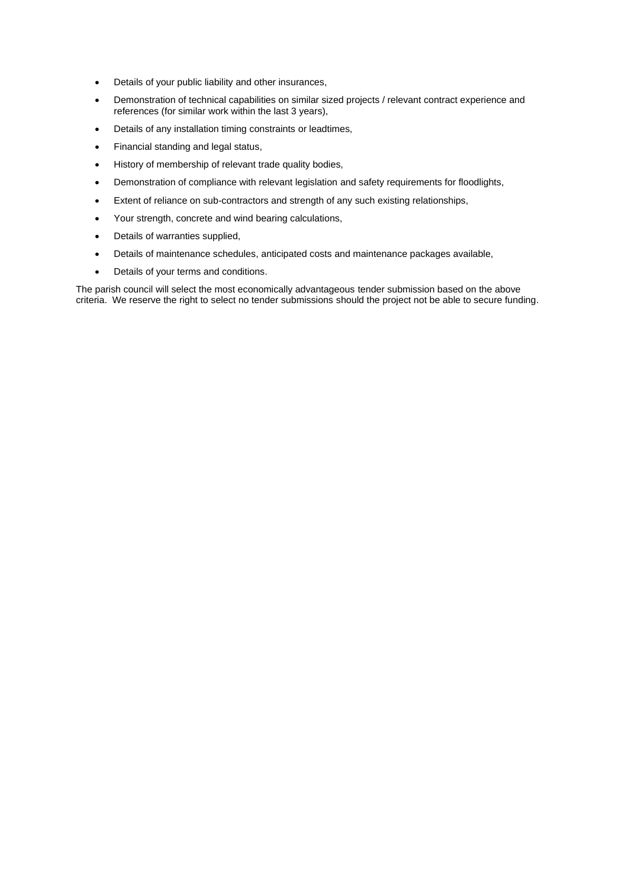- Details of your public liability and other insurances,
- Demonstration of technical capabilities on similar sized projects / relevant contract experience and references (for similar work within the last 3 years),
- Details of any installation timing constraints or leadtimes,
- Financial standing and legal status,
- History of membership of relevant trade quality bodies,
- Demonstration of compliance with relevant legislation and safety requirements for floodlights,
- Extent of reliance on sub-contractors and strength of any such existing relationships,
- Your strength, concrete and wind bearing calculations,
- Details of warranties supplied,
- Details of maintenance schedules, anticipated costs and maintenance packages available,
- Details of your terms and conditions.

The parish council will select the most economically advantageous tender submission based on the above criteria. We reserve the right to select no tender submissions should the project not be able to secure funding.